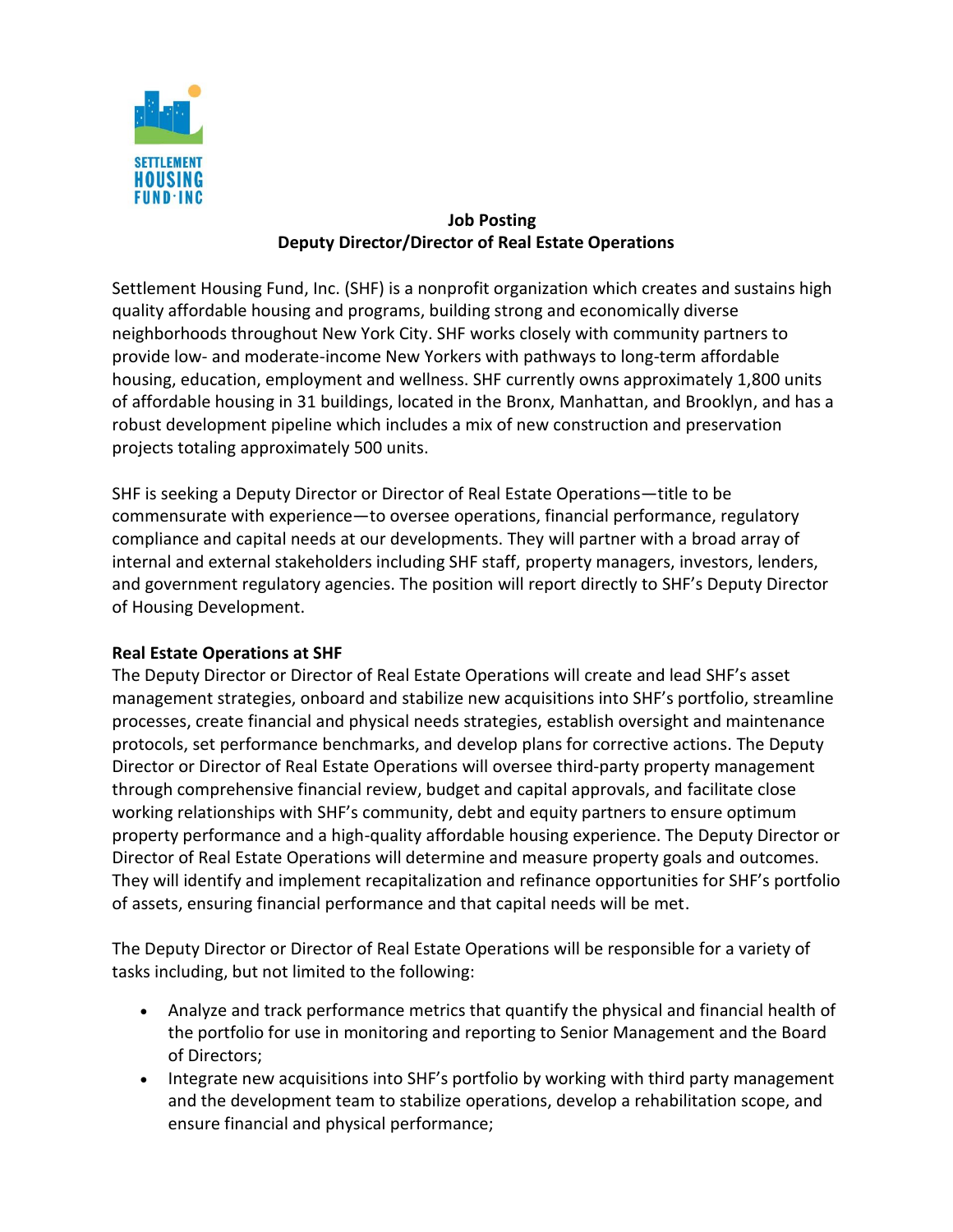# Job Posting
## Deputy Director/Director of Real Estate Operations

Settlement Housing Fund, Inc. (SHF) is a nonprofit organization which creates and sustains high quality affordable housing and programs, building strong and economically diverse neighborhoods throughout New York City. SHF works closely with community partners to provide low- and moderate-income New Yorkers with pathways to long-term affordable housing, education, employment and wellness. SHF currently owns approximately 1,800 units of affordable housing in 31 buildings, located in the Bronx, Manhattan, and Brooklyn, and has a robust development pipeline which includes a mix of new construction and preservation projects totaling approximately 500 units.

SHF is seeking a Deputy Director or Director of Real Estate Operations—title to be commensurate with experience—to oversee operations, financial performance, regulatory compliance and capital needs at our developments. They will partner with a broad array of internal and external stakeholders including SHF staff, property managers, investors, lenders, and government regulatory agencies. The position will report directly to SHF's Deputy Director of Housing Development.

**Real Estate Operations at SHF**

The Deputy Director or Director of Real Estate Operations will create and lead SHF's asset management strategies, onboard and stabilize new acquisitions into SHF's portfolio, streamline processes, create financial and physical needs strategies, establish oversight and maintenance protocols, set performance benchmarks, and develop plans for corrective actions. The Deputy Director or Director of Real Estate Operations will oversee third-party property management through comprehensive financial review, budget and capital approvals, and facilitate close working relationships with SHF's community, debt and equity partners to ensure optimum property performance and a high-quality affordable housing experience. The Deputy Director or Director of Real Estate Operations will determine and measure property goals and outcomes. They will identify and implement recapitalization and refinance opportunities for SHF's portfolio of assets, ensuring financial performance and that capital needs will be met.

The Deputy Director or Director of Real Estate Operations will be responsible for a variety of tasks including, but not limited to the following:

- Analyze and track performance metrics that quantify the physical and financial health of the portfolio for use in monitoring and reporting to Senior Management and the Board of Directors;
- Integrate new acquisitions into SHF's portfolio by working with third party management and the development team to stabilize operations, develop a rehabilitation scope, and ensure financial and physical performance;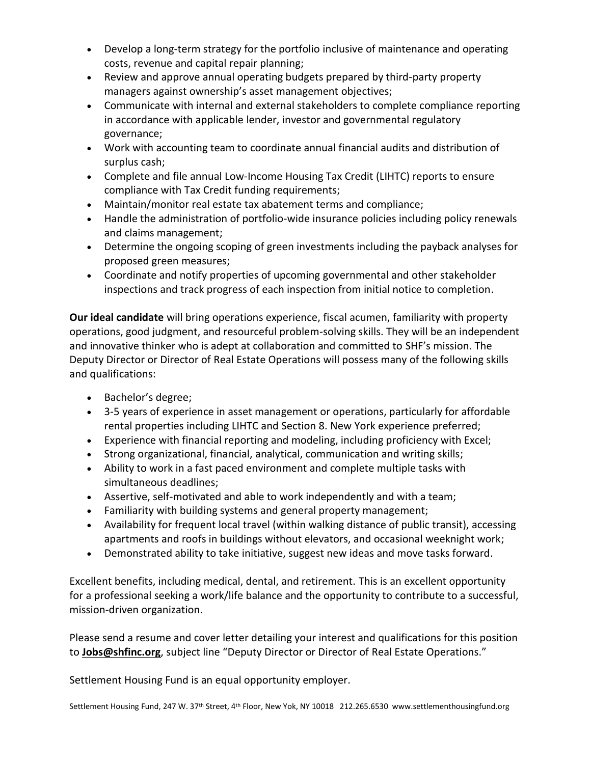- Develop a long-term strategy for the portfolio inclusive of maintenance and operating costs, revenue and capital repair planning;
- Review and approve annual operating budgets prepared by third-party property managers against ownership's asset management objectives;
- Communicate with internal and external stakeholders to complete compliance reporting in accordance with applicable lender, investor and governmental regulatory governance;
- Work with accounting team to coordinate annual financial audits and distribution of surplus cash;
- Complete and file annual Low-Income Housing Tax Credit (LIHTC) reports to ensure compliance with Tax Credit funding requirements;
- Maintain/monitor real estate tax abatement terms and compliance;
- Handle the administration of portfolio-wide insurance policies including policy renewals and claims management;
- Determine the ongoing scoping of green investments including the payback analyses for proposed green measures;
- Coordinate and notify properties of upcoming governmental and other stakeholder inspections and track progress of each inspection from initial notice to completion.

**Our ideal candidate** will bring operations experience, fiscal acumen, familiarity with property operations, good judgment, and resourceful problem-solving skills. They will be an independent and innovative thinker who is adept at collaboration and committed to SHF's mission. The Deputy Director or Director of Real Estate Operations will possess many of the following skills and qualifications:

- Bachelor's degree;
- 3-5 years of experience in asset management or operations, particularly for affordable rental properties including LIHTC and Section 8. New York experience preferred;
- Experience with financial reporting and modeling, including proficiency with Excel;
- Strong organizational, financial, analytical, communication and writing skills;
- Ability to work in a fast paced environment and complete multiple tasks with simultaneous deadlines;
- Assertive, self-motivated and able to work independently and with a team;
- Familiarity with building systems and general property management;
- Availability for frequent local travel (within walking distance of public transit), accessing apartments and roofs in buildings without elevators, and occasional weeknight work;
- Demonstrated ability to take initiative, suggest new ideas and move tasks forward.

Excellent benefits, including medical, dental, and retirement. This is an excellent opportunity for a professional seeking a work/life balance and the opportunity to contribute to a successful, mission-driven organization.

Please send a resume and cover letter detailing your interest and qualifications for this position to **Jobs@shfinc.org**, subject line "Deputy Director or Director of Real Estate Operations."

Settlement Housing Fund is an equal opportunity employer.